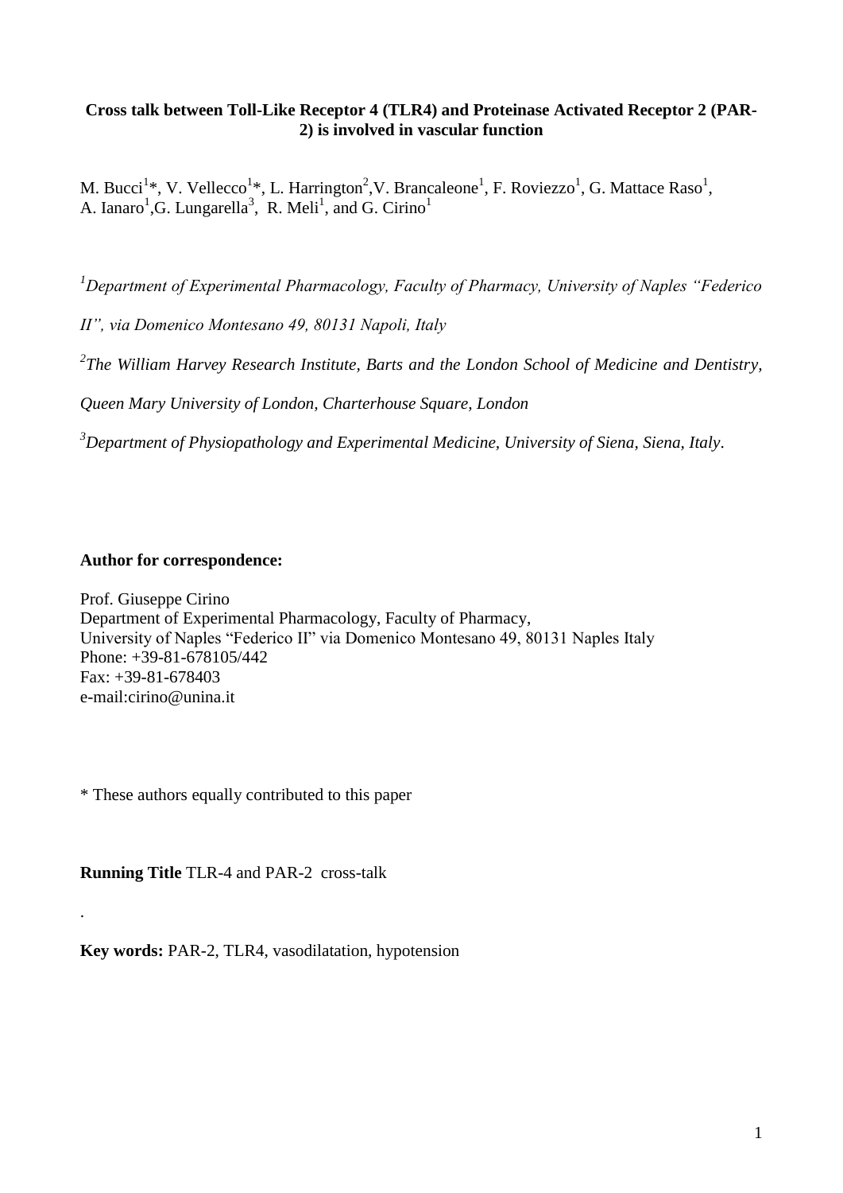**Cross talk between Toll-Like Receptor 4 (TLR4) and Proteinase Activated Receptor 2 (PAR-2) is involved in vascular function**

M. Bucci[1]*, V. Vellecco[1]*, L. Harrington[2], V. Brancaleone[1], F. Roviezzo[1], G. Mattace Raso[1], A. Ianaro[1], G. Lungarella[3], R. Meli[1], and G. Cirino[1]

[1]*Department of Experimental Pharmacology, Faculty of Pharmacy, University of Naples "Federico II", via Domenico Montesano 49, 80131 Napoli, Italy*

[2]*The William Harvey Research Institute, Barts and the London School of Medicine and Dentistry, Queen Mary University of London, Charterhouse Square, London*

[3]*Department of Physiopathology and Experimental Medicine, University of Siena, Siena, Italy*.

**Author for correspondence:**

Prof. Giuseppe Cirino
Department of Experimental Pharmacology, Faculty of Pharmacy,
University of Naples "Federico II" via Domenico Montesano 49, 80131 Naples Italy
Phone: +39-81-678105/442
Fax: +39-81-678403
e-mail:cirino@unina.it

\* These authors equally contributed to this paper

**Running Title** TLR-4 and PAR-2 cross-talk

.

**Key words:** PAR-2, TLR4, vasodilatation, hypotension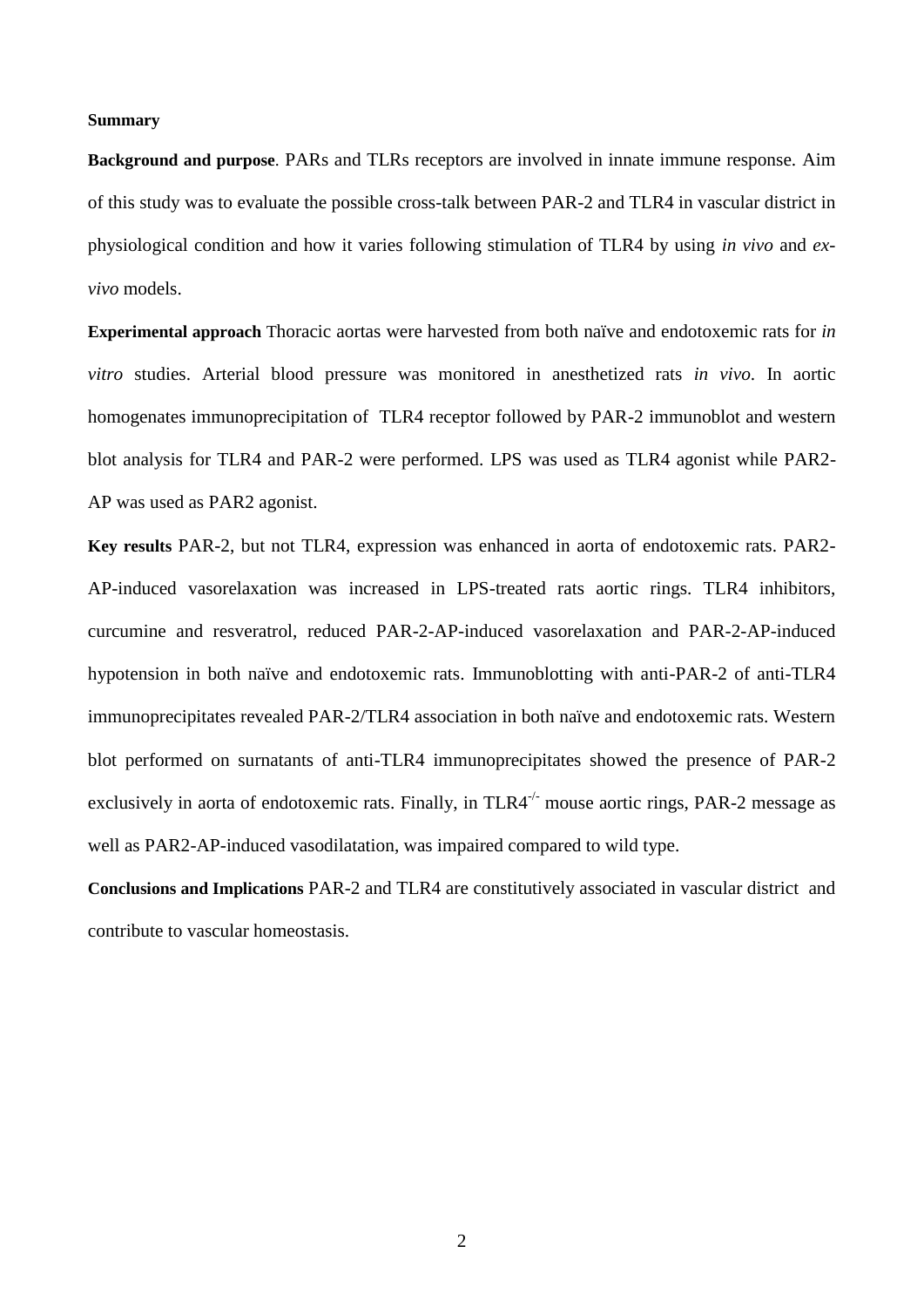**Summary**

**Background and purpose**. PARs and TLRs receptors are involved in innate immune response. Aim of this study was to evaluate the possible cross-talk between PAR-2 and TLR4 in vascular district in physiological condition and how it varies following stimulation of TLR4 by using *in vivo* and *ex-vivo* models.

**Experimental approach** Thoracic aortas were harvested from both naïve and endotoxemic rats for *in vitro* studies. Arterial blood pressure was monitored in anesthetized rats *in vivo.* In aortic homogenates immunoprecipitation of TLR4 receptor followed by PAR-2 immunoblot and western blot analysis for TLR4 and PAR-2 were performed. LPS was used as TLR4 agonist while PAR2-AP was used as PAR2 agonist.

**Key results** PAR-2, but not TLR4, expression was enhanced in aorta of endotoxemic rats. PAR2-AP-induced vasorelaxation was increased in LPS-treated rats aortic rings. TLR4 inhibitors, curcumine and resveratrol, reduced PAR-2-AP-induced vasorelaxation and PAR-2-AP-induced hypotension in both naïve and endotoxemic rats. Immunoblotting with anti-PAR-2 of anti-TLR4 immunoprecipitates revealed PAR-2/TLR4 association in both naïve and endotoxemic rats. Western blot performed on surnatants of anti-TLR4 immunoprecipitates showed the presence of PAR-2 exclusively in aorta of endotoxemic rats. Finally, in $TLR4^{-/-}$ mouse aortic rings, PAR-2 message as well as PAR2-AP-induced vasodilatation, was impaired compared to wild type.

**Conclusions and Implications** PAR-2 and TLR4 are constitutively associated in vascular district and contribute to vascular homeostasis.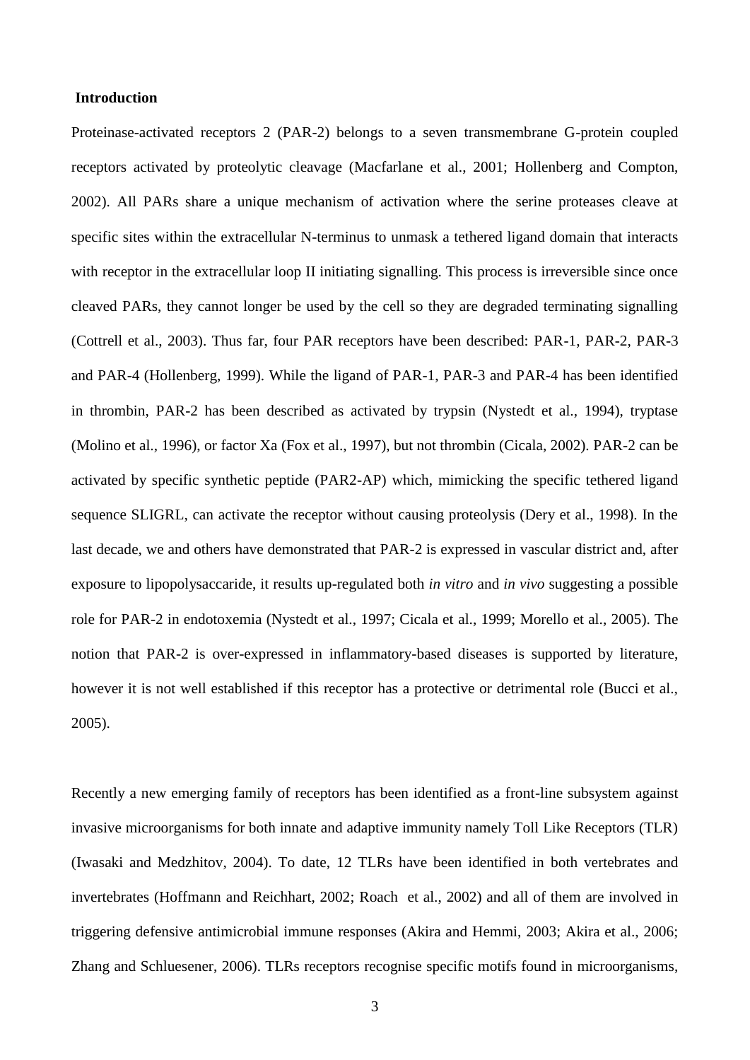## Introduction

Proteinase-activated receptors 2 (PAR-2) belongs to a seven transmembrane G-protein coupled receptors activated by proteolytic cleavage (Macfarlane et al., 2001; Hollenberg and Compton, 2002). All PARs share a unique mechanism of activation where the serine proteases cleave at specific sites within the extracellular N-terminus to unmask a tethered ligand domain that interacts with receptor in the extracellular loop II initiating signalling. This process is irreversible since once cleaved PARs, they cannot longer be used by the cell so they are degraded terminating signalling (Cottrell et al., 2003). Thus far, four PAR receptors have been described: PAR-1, PAR-2, PAR-3 and PAR-4 (Hollenberg, 1999). While the ligand of PAR-1, PAR-3 and PAR-4 has been identified in thrombin, PAR-2 has been described as activated by trypsin (Nystedt et al., 1994), tryptase (Molino et al., 1996), or factor Xa (Fox et al., 1997), but not thrombin (Cicala, 2002). PAR-2 can be activated by specific synthetic peptide (PAR2-AP) which, mimicking the specific tethered ligand sequence SLIGRL, can activate the receptor without causing proteolysis (Dery et al., 1998). In the last decade, we and others have demonstrated that PAR-2 is expressed in vascular district and, after exposure to lipopolysaccaride, it results up-regulated both *in vitro* and *in vivo* suggesting a possible role for PAR-2 in endotoxemia (Nystedt et al., 1997; Cicala et al., 1999; Morello et al., 2005). The notion that PAR-2 is over-expressed in inflammatory-based diseases is supported by literature, however it is not well established if this receptor has a protective or detrimental role (Bucci et al., 2005).

Recently a new emerging family of receptors has been identified as a front-line subsystem against invasive microorganisms for both innate and adaptive immunity namely Toll Like Receptors (TLR) (Iwasaki and Medzhitov, 2004). To date, 12 TLRs have been identified in both vertebrates and invertebrates (Hoffmann and Reichhart, 2002; Roach et al., 2002) and all of them are involved in triggering defensive antimicrobial immune responses (Akira and Hemmi, 2003; Akira et al., 2006; Zhang and Schluesener, 2006). TLRs receptors recognise specific motifs found in microorganisms,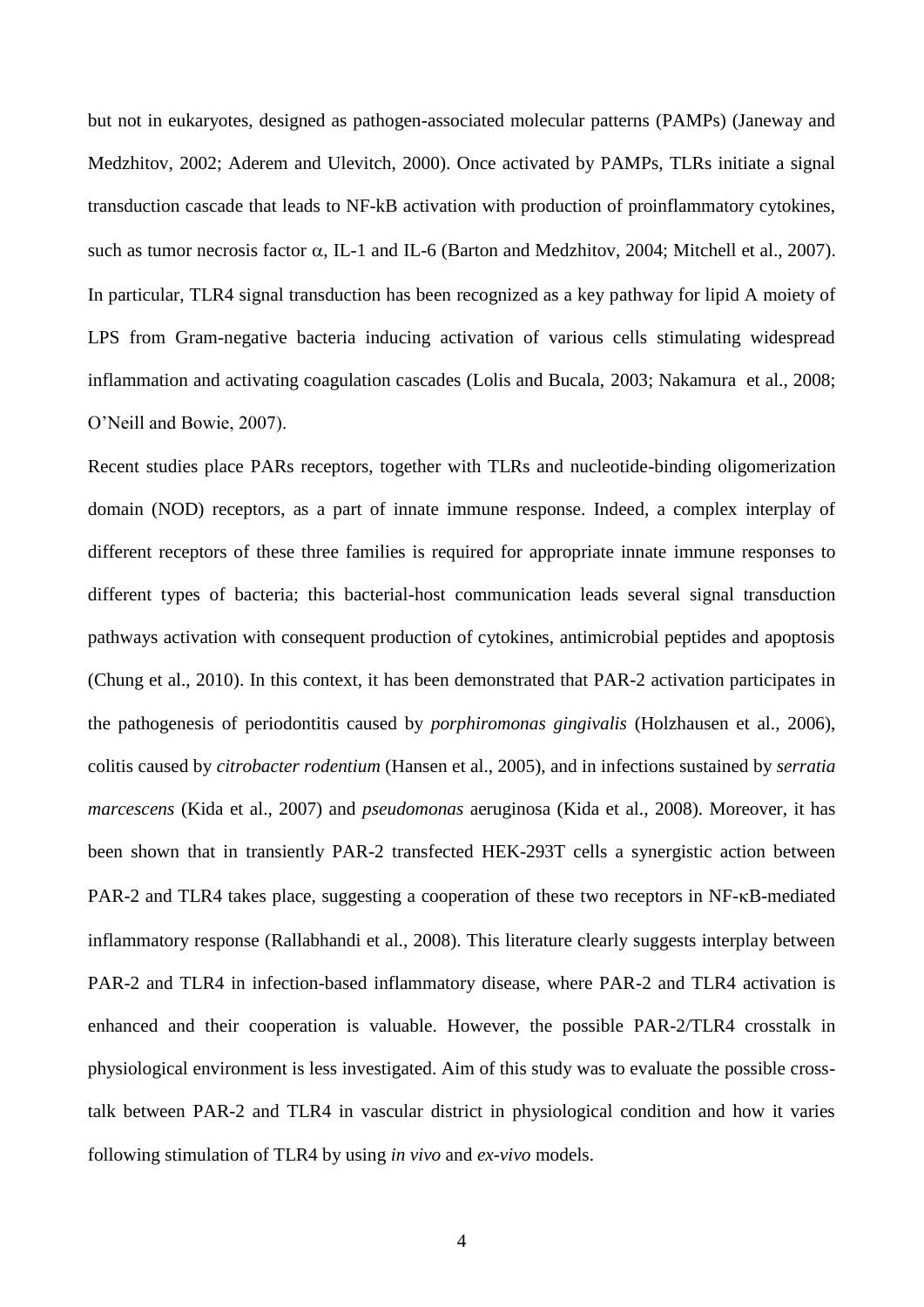but not in eukaryotes, designed as pathogen-associated molecular patterns (PAMPs) (Janeway and Medzhitov, 2002; Aderem and Ulevitch, 2000). Once activated by PAMPs, TLRs initiate a signal transduction cascade that leads to NF-kB activation with production of proinflammatory cytokines, such as tumor necrosis factor $\alpha$, IL-1 and IL-6 (Barton and Medzhitov, 2004; Mitchell et al., 2007). In particular, TLR4 signal transduction has been recognized as a key pathway for lipid A moiety of LPS from Gram-negative bacteria inducing activation of various cells stimulating widespread inflammation and activating coagulation cascades (Lolis and Bucala, 2003; Nakamura et al., 2008; O'Neill and Bowie, 2007).

Recent studies place PARs receptors, together with TLRs and nucleotide-binding oligomerization domain (NOD) receptors, as a part of innate immune response. Indeed, a complex interplay of different receptors of these three families is required for appropriate innate immune responses to different types of bacteria; this bacterial-host communication leads several signal transduction pathways activation with consequent production of cytokines, antimicrobial peptides and apoptosis (Chung et al., 2010). In this context, it has been demonstrated that PAR-2 activation participates in the pathogenesis of periodontitis caused by *porphiromonas gingivalis* (Holzhausen et al., 2006), colitis caused by *citrobacter rodentium* (Hansen et al., 2005), and in infections sustained by *serratia marcescens* (Kida et al., 2007) and *pseudomonas* aeruginosa (Kida et al., 2008). Moreover, it has been shown that in transiently PAR-2 transfected HEK-293T cells a synergistic action between PAR-2 and TLR4 takes place, suggesting a cooperation of these two receptors in NF-$\kappa$B-mediated inflammatory response (Rallabhandi et al., 2008). This literature clearly suggests interplay between PAR-2 and TLR4 in infection-based inflammatory disease, where PAR-2 and TLR4 activation is enhanced and their cooperation is valuable. However, the possible PAR-2/TLR4 crosstalk in physiological environment is less investigated. Aim of this study was to evaluate the possible cross-talk between PAR-2 and TLR4 in vascular district in physiological condition and how it varies following stimulation of TLR4 by using *in vivo* and *ex-vivo* models.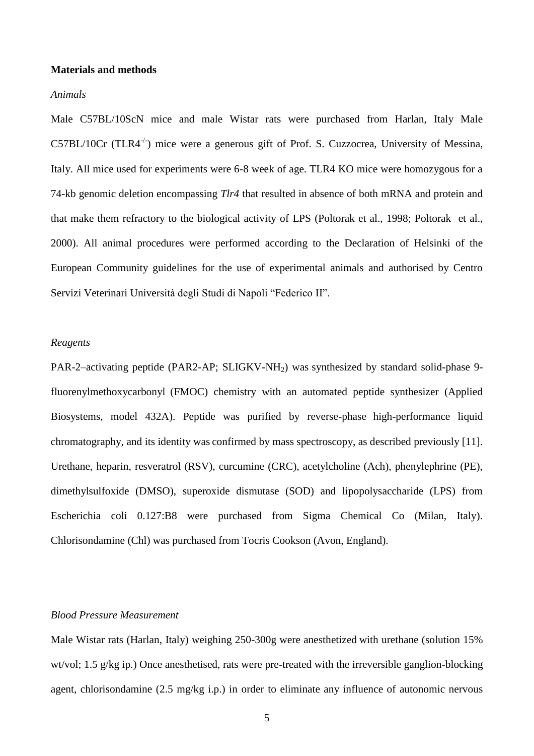**Materials and methods**

*Animals*

Male C57BL/10ScN mice and male Wistar rats were purchased from Harlan, Italy Male C57BL/10Cr (TLR4$^{-/-}$) mice were a generous gift of Prof. S. Cuzzocrea, University of Messina, Italy. All mice used for experiments were 6-8 week of age. TLR4 KO mice were homozygous for a 74-kb genomic deletion encompassing *Tlr4* that resulted in absence of both mRNA and protein and that make them refractory to the biological activity of LPS (Poltorak et al., 1998; Poltorak et al., 2000). All animal procedures were performed according to the Declaration of Helsinki of the European Community guidelines for the use of experimental animals and authorised by Centro Servizi Veterinari Università degli Studi di Napoli "Federico II".

*Reagents*

PAR-2–activating peptide (PAR2-AP; SLIGKV-$NH_2$) was synthesized by standard solid-phase 9-fluorenylmethoxycarbonyl (FMOC) chemistry with an automated peptide synthesizer (Applied Biosystems, model 432A). Peptide was purified by reverse-phase high-performance liquid chromatography, and its identity was confirmed by mass spectroscopy, as described previously [11]. Urethane, heparin, resveratrol (RSV), curcumine (CRC), acetylcholine (Ach), phenylephrine (PE), dimethylsulfoxide (DMSO), superoxide dismutase (SOD) and lipopolysaccharide (LPS) from Escherichia coli 0.127:B8 were purchased from Sigma Chemical Co (Milan, Italy). Chlorisondamine (Chl) was purchased from Tocris Cookson (Avon, England).

*Blood Pressure Measurement*

Male Wistar rats (Harlan, Italy) weighing 250-300g were anesthetized with urethane (solution 15% wt/vol; 1.5 g/kg ip.) Once anesthetised, rats were pre-treated with the irreversible ganglion-blocking agent, chlorisondamine (2.5 mg/kg i.p.) in order to eliminate any influence of autonomic nervous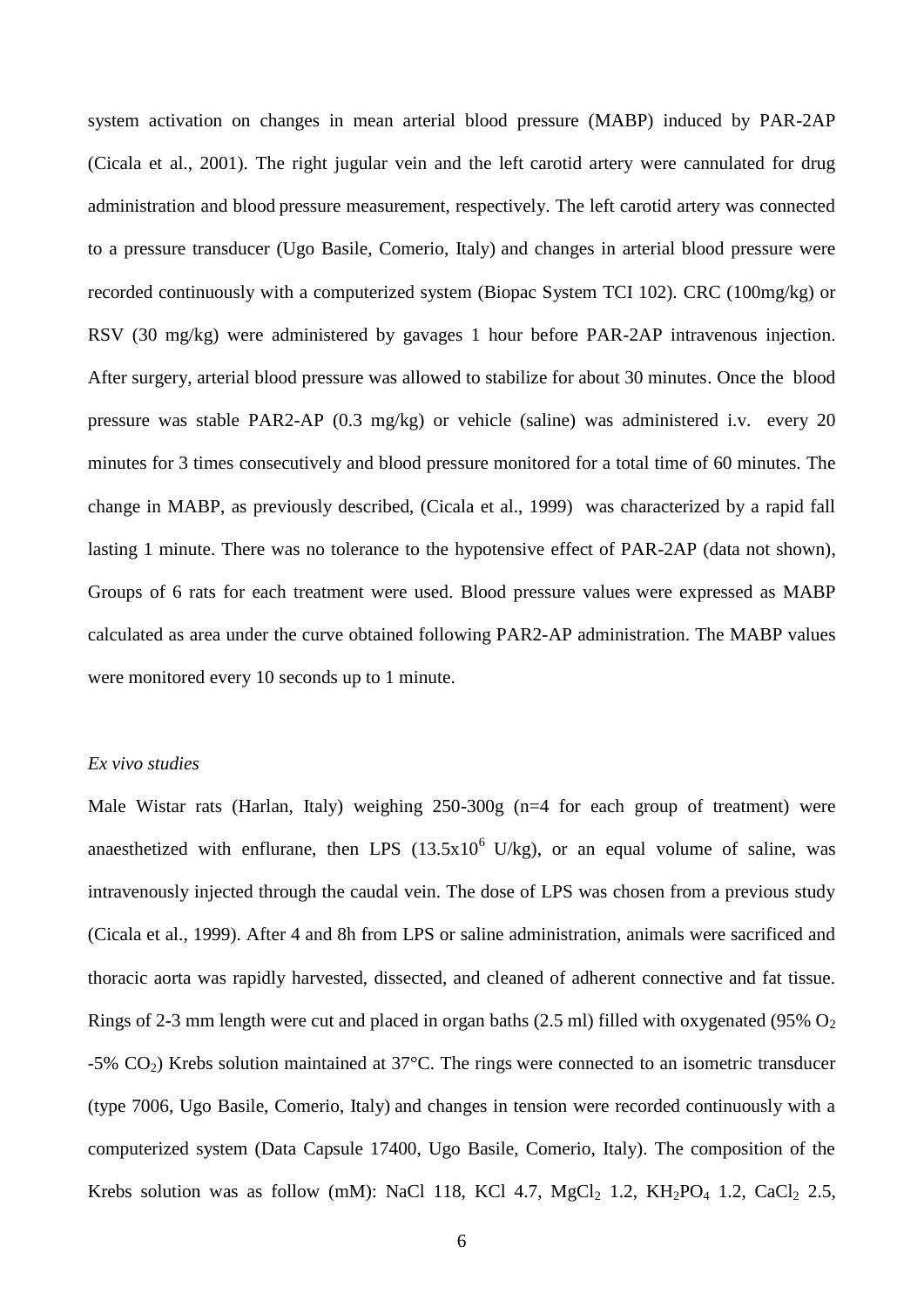system activation on changes in mean arterial blood pressure (MABP) induced by PAR-2AP (Cicala et al., 2001). The right jugular vein and the left carotid artery were cannulated for drug administration and blood pressure measurement, respectively. The left carotid artery was connected to a pressure transducer (Ugo Basile, Comerio, Italy) and changes in arterial blood pressure were recorded continuously with a computerized system (Biopac System TCI 102). CRC (100mg/kg) or RSV (30 mg/kg) were administered by gavages 1 hour before PAR-2AP intravenous injection. After surgery, arterial blood pressure was allowed to stabilize for about 30 minutes. Once the blood pressure was stable PAR2-AP (0.3 mg/kg) or vehicle (saline) was administered i.v. every 20 minutes for 3 times consecutively and blood pressure monitored for a total time of 60 minutes. The change in MABP, as previously described, (Cicala et al., 1999) was characterized by a rapid fall lasting 1 minute. There was no tolerance to the hypotensive effect of PAR-2AP (data not shown), Groups of 6 rats for each treatment were used. Blood pressure values were expressed as MABP calculated as area under the curve obtained following PAR2-AP administration. The MABP values were monitored every 10 seconds up to 1 minute.

*Ex vivo studies*

Male Wistar rats (Harlan, Italy) weighing 250-300g (n=4 for each group of treatment) were anaesthetized with enflurane, then LPS ($13.5 \times 10^6$ U/kg), or an equal volume of saline, was intravenously injected through the caudal vein. The dose of LPS was chosen from a previous study (Cicala et al., 1999). After 4 and 8h from LPS or saline administration, animals were sacrificed and thoracic aorta was rapidly harvested, dissected, and cleaned of adherent connective and fat tissue. Rings of 2-3 mm length were cut and placed in organ baths (2.5 ml) filled with oxygenated (95% $O_2$ -5% $CO_2$) Krebs solution maintained at 37°C. The rings were connected to an isometric transducer (type 7006, Ugo Basile, Comerio, Italy) and changes in tension were recorded continuously with a computerized system (Data Capsule 17400, Ugo Basile, Comerio, Italy). The composition of the Krebs solution was as follow (mM): NaCl 118, KCl 4.7, $MgCl_2$ 1.2, $KH_2PO_4$ 1.2, $CaCl_2$ 2.5,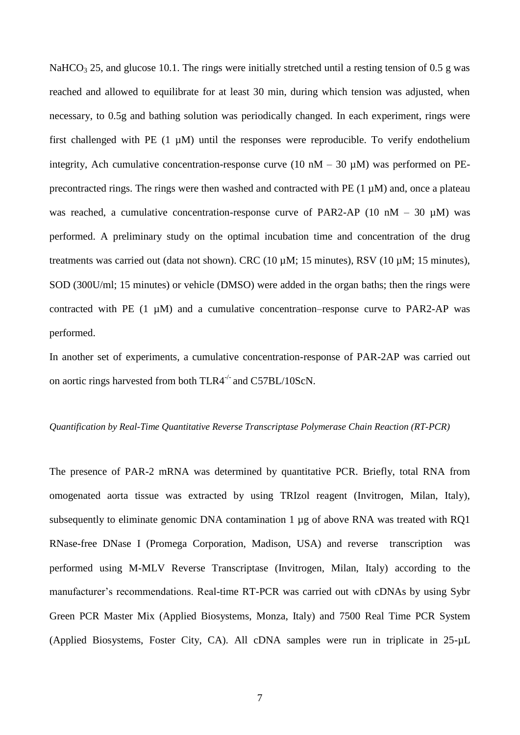$NaHCO_3$ 25, and glucose 10.1. The rings were initially stretched until a resting tension of 0.5 g was reached and allowed to equilibrate for at least 30 min, during which tension was adjusted, when necessary, to 0.5g and bathing solution was periodically changed. In each experiment, rings were first challenged with PE (1 µM) until the responses were reproducible. To verify endothelium integrity, Ach cumulative concentration-response curve (10 nM – 30 µM) was performed on PE-precontracted rings. The rings were then washed and contracted with PE (1 µM) and, once a plateau was reached, a cumulative concentration-response curve of PAR2-AP (10 nM – 30 µM) was performed. A preliminary study on the optimal incubation time and concentration of the drug treatments was carried out (data not shown). CRC (10 µM; 15 minutes), RSV (10 µM; 15 minutes), SOD (300U/ml; 15 minutes) or vehicle (DMSO) were added in the organ baths; then the rings were contracted with PE (1 µM) and a cumulative concentration–response curve to PAR2-AP was performed.

In another set of experiments, a cumulative concentration-response of PAR-2AP was carried out on aortic rings harvested from both $TLR4^{-/-}$ and C57BL/10ScN.

*Quantification by Real-Time Quantitative Reverse Transcriptase Polymerase Chain Reaction (RT-PCR)*

The presence of PAR-2 mRNA was determined by quantitative PCR. Briefly, total RNA from omogenated aorta tissue was extracted by using TRIzol reagent (Invitrogen, Milan, Italy), subsequently to eliminate genomic DNA contamination 1 µg of above RNA was treated with RQ1 RNase-free DNase I (Promega Corporation, Madison, USA) and reverse transcription was performed using M-MLV Reverse Transcriptase (Invitrogen, Milan, Italy) according to the manufacturer's recommendations. Real-time RT-PCR was carried out with cDNAs by using Sybr Green PCR Master Mix (Applied Biosystems, Monza, Italy) and 7500 Real Time PCR System (Applied Biosystems, Foster City, CA). All cDNA samples were run in triplicate in 25-µL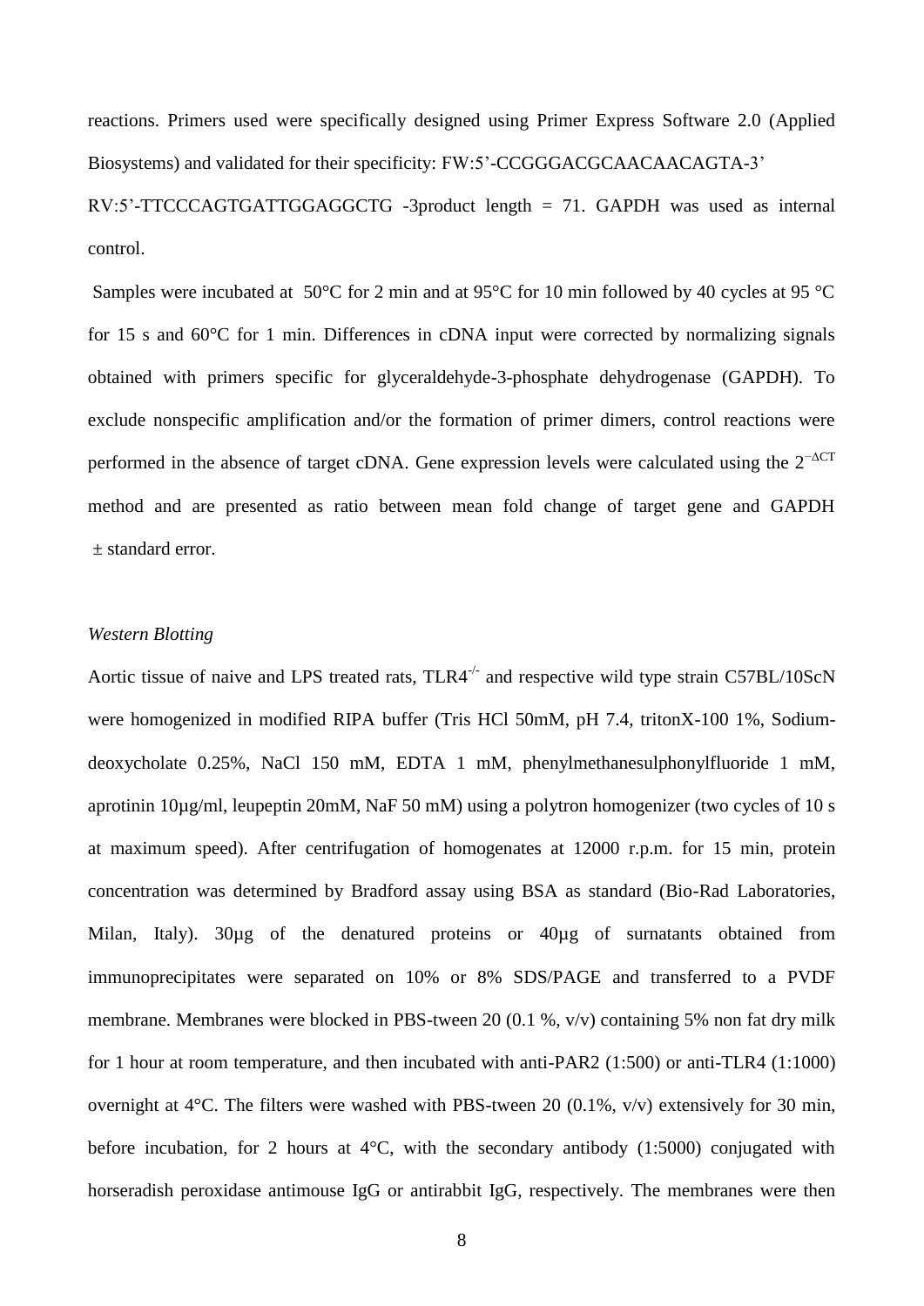reactions. Primers used were specifically designed using Primer Express Software 2.0 (Applied Biosystems) and validated for their specificity: FW:5'-CCGGGACGCAACAACAGTA-3' RV:5'-TTCCCAGTGATTGGAGGCTG -3product length = 71. GAPDH was used as internal control.

Samples were incubated at 50°C for 2 min and at 95°C for 10 min followed by 40 cycles at 95 °C for 15 s and 60°C for 1 min. Differences in cDNA input were corrected by normalizing signals obtained with primers specific for glyceraldehyde-3-phosphate dehydrogenase (GAPDH). To exclude nonspecific amplification and/or the formation of primer dimers, control reactions were performed in the absence of target cDNA. Gene expression levels were calculated using the $2^{-\Delta CT}$ method and are presented as ratio between mean fold change of target gene and GAPDH ± standard error.

*Western Blotting*

Aortic tissue of naive and LPS treated rats, TLR4$^{-/-}$ and respective wild type strain C57BL/10ScN were homogenized in modified RIPA buffer (Tris HCl 50mM, pH 7.4, tritonX-100 1%, Sodium-deoxycholate 0.25%, NaCl 150 mM, EDTA 1 mM, phenylmethanesulphonylfluoride 1 mM, aprotinin 10µg/ml, leupeptin 20mM, NaF 50 mM) using a polytron homogenizer (two cycles of 10 s at maximum speed). After centrifugation of homogenates at 12000 r.p.m. for 15 min, protein concentration was determined by Bradford assay using BSA as standard (Bio-Rad Laboratories, Milan, Italy). 30µg of the denatured proteins or 40µg of surnatants obtained from immunoprecipitates were separated on 10% or 8% SDS/PAGE and transferred to a PVDF membrane. Membranes were blocked in PBS-tween 20 (0.1 %, v/v) containing 5% non fat dry milk for 1 hour at room temperature, and then incubated with anti-PAR2 (1:500) or anti-TLR4 (1:1000) overnight at 4°C. The filters were washed with PBS-tween 20 (0.1%, v/v) extensively for 30 min, before incubation, for 2 hours at 4°C, with the secondary antibody (1:5000) conjugated with horseradish peroxidase antimouse IgG or antirabbit IgG, respectively. The membranes were then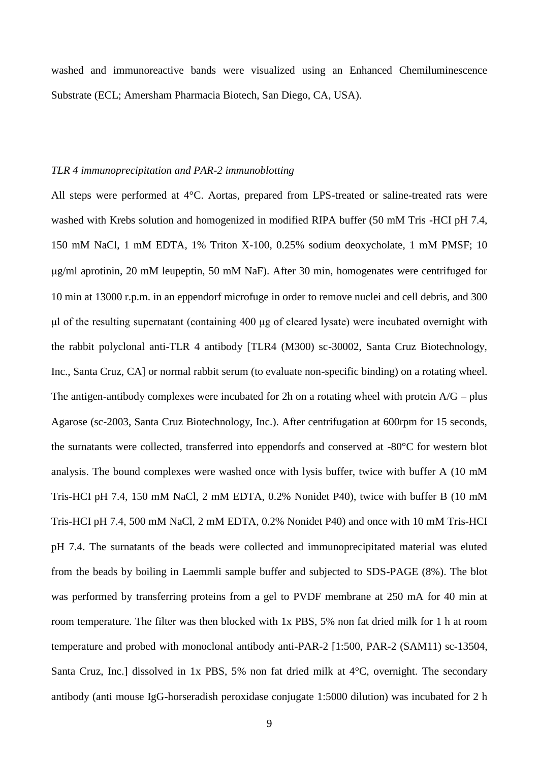washed and immunoreactive bands were visualized using an Enhanced Chemiluminescence Substrate (ECL; Amersham Pharmacia Biotech, San Diego, CA, USA).

*TLR 4 immunoprecipitation and PAR-2 immunoblotting*

All steps were performed at 4°C. Aortas, prepared from LPS-treated or saline-treated rats were washed with Krebs solution and homogenized in modified RIPA buffer (50 mM Tris -HCl pH 7.4, 150 mM NaCl, 1 mM EDTA, 1% Triton X-100, 0.25% sodium deoxycholate, 1 mM PMSF; 10 μg/ml aprotinin, 20 mM leupeptin, 50 mM NaF). After 30 min, homogenates were centrifuged for 10 min at 13000 r.p.m. in an eppendorf microfuge in order to remove nuclei and cell debris, and 300 μl of the resulting supernatant (containing 400 μg of cleared lysate) were incubated overnight with the rabbit polyclonal anti-TLR 4 antibody [TLR4 (M300) sc-30002, Santa Cruz Biotechnology, Inc., Santa Cruz, CA] or normal rabbit serum (to evaluate non-specific binding) on a rotating wheel. The antigen-antibody complexes were incubated for 2h on a rotating wheel with protein A/G – plus Agarose (sc-2003, Santa Cruz Biotechnology, Inc.). After centrifugation at 600rpm for 15 seconds, the surnatants were collected, transferred into eppendorfs and conserved at -80°C for western blot analysis. The bound complexes were washed once with lysis buffer, twice with buffer A (10 mM Tris-HCl pH 7.4, 150 mM NaCl, 2 mM EDTA, 0.2% Nonidet P40), twice with buffer B (10 mM Tris-HCl pH 7.4, 500 mM NaCl, 2 mM EDTA, 0.2% Nonidet P40) and once with 10 mM Tris-HCl pH 7.4. The surnatants of the beads were collected and immunoprecipitated material was eluted from the beads by boiling in Laemmli sample buffer and subjected to SDS-PAGE (8%). The blot was performed by transferring proteins from a gel to PVDF membrane at 250 mA for 40 min at room temperature. The filter was then blocked with 1x PBS, 5% non fat dried milk for 1 h at room temperature and probed with monoclonal antibody anti-PAR-2 [1:500, PAR-2 (SAM11) sc-13504, Santa Cruz, Inc.] dissolved in 1x PBS, 5% non fat dried milk at 4°C, overnight. The secondary antibody (anti mouse IgG-horseradish peroxidase conjugate 1:5000 dilution) was incubated for 2 h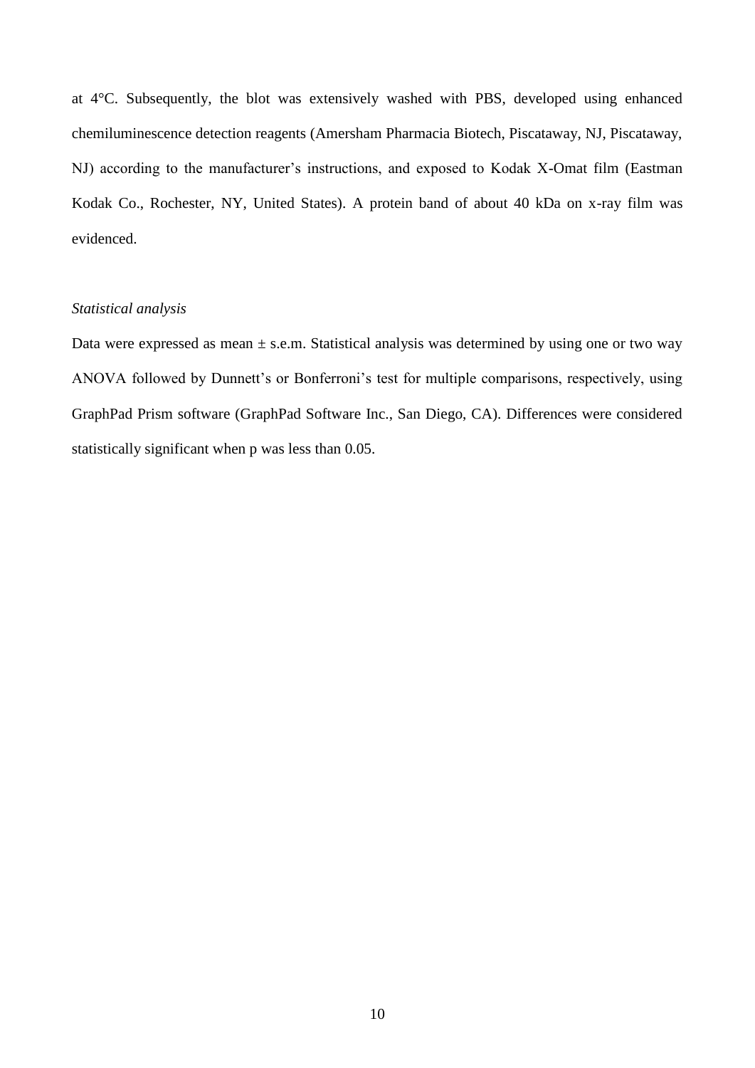at 4°C. Subsequently, the blot was extensively washed with PBS, developed using enhanced chemiluminescence detection reagents (Amersham Pharmacia Biotech, Piscataway, NJ, Piscataway, NJ) according to the manufacturer's instructions, and exposed to Kodak X-Omat film (Eastman Kodak Co., Rochester, NY, United States). A protein band of about 40 kDa on x-ray film was evidenced.

*Statistical analysis*

Data were expressed as mean ± s.e.m. Statistical analysis was determined by using one or two way ANOVA followed by Dunnett's or Bonferroni's test for multiple comparisons, respectively, using GraphPad Prism software (GraphPad Software Inc., San Diego, CA). Differences were considered statistically significant when p was less than 0.05.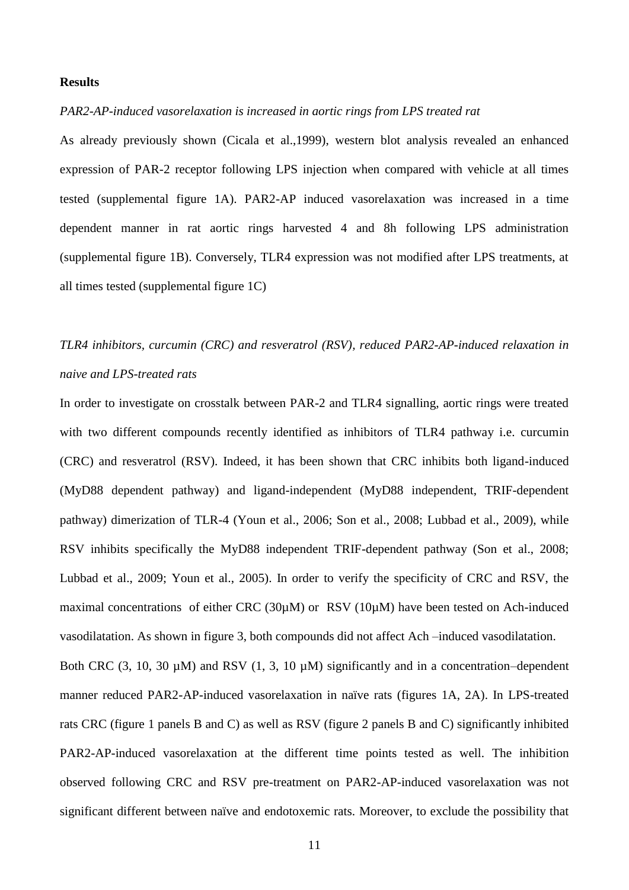## Results

*PAR2-AP-induced vasorelaxation is increased in aortic rings from LPS treated rat*

As already previously shown (Cicala et al.,1999), western blot analysis revealed an enhanced expression of PAR-2 receptor following LPS injection when compared with vehicle at all times tested (supplemental figure 1A). PAR2-AP induced vasorelaxation was increased in a time dependent manner in rat aortic rings harvested 4 and 8h following LPS administration (supplemental figure 1B). Conversely, TLR4 expression was not modified after LPS treatments, at all times tested (supplemental figure 1C)

*TLR4 inhibitors, curcumin (CRC) and resveratrol (RSV), reduced PAR2-AP-induced relaxation in naive and LPS-treated rats*

In order to investigate on crosstalk between PAR-2 and TLR4 signalling, aortic rings were treated with two different compounds recently identified as inhibitors of TLR4 pathway i.e. curcumin (CRC) and resveratrol (RSV). Indeed, it has been shown that CRC inhibits both ligand-induced (MyD88 dependent pathway) and ligand-independent (MyD88 independent, TRIF-dependent pathway) dimerization of TLR-4 (Youn et al., 2006; Son et al., 2008; Lubbad et al., 2009), while RSV inhibits specifically the MyD88 independent TRIF-dependent pathway (Son et al., 2008; Lubbad et al., 2009; Youn et al., 2005). In order to verify the specificity of CRC and RSV, the maximal concentrations of either CRC (30μM) or RSV (10μM) have been tested on Ach-induced vasodilatation. As shown in figure 3, both compounds did not affect Ach –induced vasodilatation.

Both CRC (3, 10, 30 μM) and RSV (1, 3, 10 μM) significantly and in a concentration–dependent manner reduced PAR2-AP-induced vasorelaxation in naïve rats (figures 1A, 2A). In LPS-treated rats CRC (figure 1 panels B and C) as well as RSV (figure 2 panels B and C) significantly inhibited PAR2-AP-induced vasorelaxation at the different time points tested as well. The inhibition observed following CRC and RSV pre-treatment on PAR2-AP-induced vasorelaxation was not significant different between naïve and endotoxemic rats. Moreover, to exclude the possibility that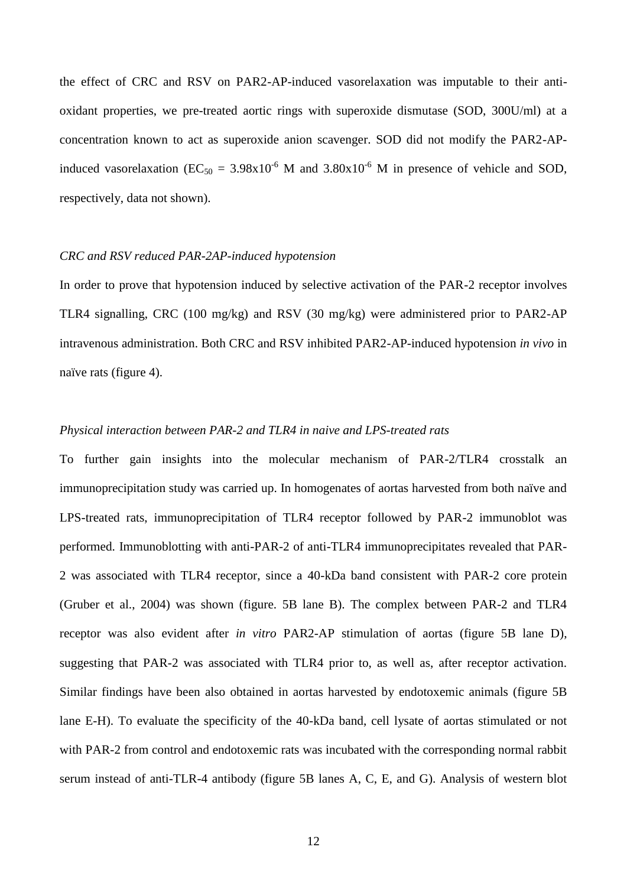the effect of CRC and RSV on PAR2-AP-induced vasorelaxation was imputable to their anti-oxidant properties, we pre-treated aortic rings with superoxide dismutase (SOD, 300U/ml) at a concentration known to act as superoxide anion scavenger. SOD did not modify the PAR2-AP-induced vasorelaxation ($EC_{50}$ = $3.98 \times 10^{-6}$ M and $3.80 \times 10^{-6}$ M in presence of vehicle and SOD, respectively, data not shown).

*CRC and RSV reduced PAR-2AP-induced hypotension*

In order to prove that hypotension induced by selective activation of the PAR-2 receptor involves TLR4 signalling, CRC (100 mg/kg) and RSV (30 mg/kg) were administered prior to PAR2-AP intravenous administration. Both CRC and RSV inhibited PAR2-AP-induced hypotension *in vivo* in naïve rats (figure 4).

*Physical interaction between PAR-2 and TLR4 in naive and LPS-treated rats*

To further gain insights into the molecular mechanism of PAR-2/TLR4 crosstalk an immunoprecipitation study was carried up. In homogenates of aortas harvested from both naïve and LPS-treated rats, immunoprecipitation of TLR4 receptor followed by PAR-2 immunoblot was performed. Immunoblotting with anti-PAR-2 of anti-TLR4 immunoprecipitates revealed that PAR-2 was associated with TLR4 receptor, since a 40-kDa band consistent with PAR-2 core protein (Gruber et al., 2004) was shown (figure. 5B lane B). The complex between PAR-2 and TLR4 receptor was also evident after *in vitro* PAR2-AP stimulation of aortas (figure 5B lane D), suggesting that PAR-2 was associated with TLR4 prior to, as well as, after receptor activation. Similar findings have been also obtained in aortas harvested by endotoxemic animals (figure 5B lane E-H). To evaluate the specificity of the 40-kDa band, cell lysate of aortas stimulated or not with PAR-2 from control and endotoxemic rats was incubated with the corresponding normal rabbit serum instead of anti-TLR-4 antibody (figure 5B lanes A, C, E, and G). Analysis of western blot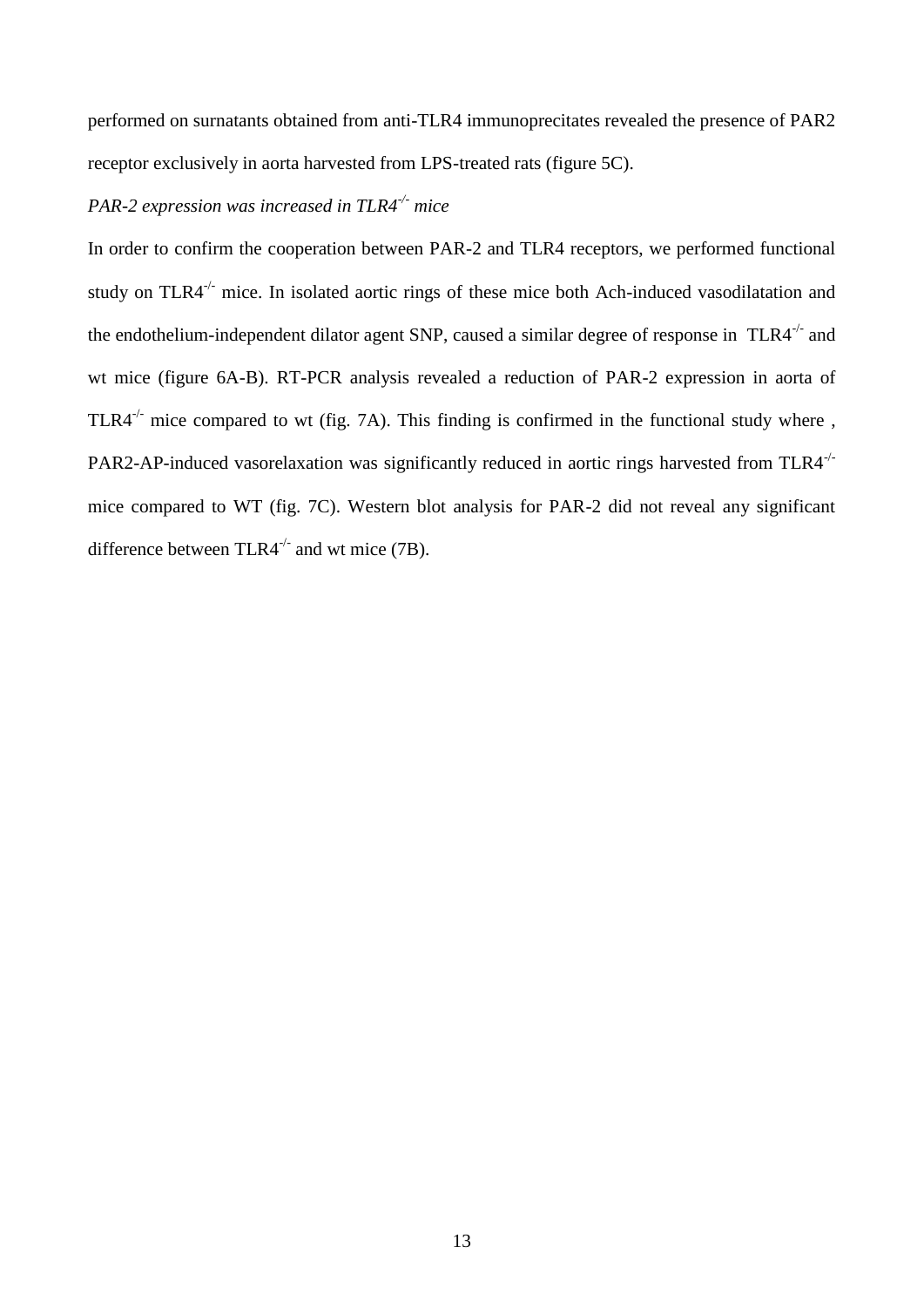performed on surnatants obtained from anti-TLR4 immunoprecitates revealed the presence of PAR2 receptor exclusively in aorta harvested from LPS-treated rats (figure 5C).

*PAR-2 expression was increased in TLR4$^{-/-}$ mice*

In order to confirm the cooperation between PAR-2 and TLR4 receptors, we performed functional study on TLR4$^{-/-}$ mice. In isolated aortic rings of these mice both Ach-induced vasodilatation and the endothelium-independent dilator agent SNP, caused a similar degree of response in TLR4$^{-/-}$ and wt mice (figure 6A-B). RT-PCR analysis revealed a reduction of PAR-2 expression in aorta of TLR4$^{-/-}$ mice compared to wt (fig. 7A). This finding is confirmed in the functional study where , PAR2-AP-induced vasorelaxation was significantly reduced in aortic rings harvested from TLR4$^{-/-}$ mice compared to WT (fig. 7C). Western blot analysis for PAR-2 did not reveal any significant difference between TLR4$^{-/-}$ and wt mice (7B).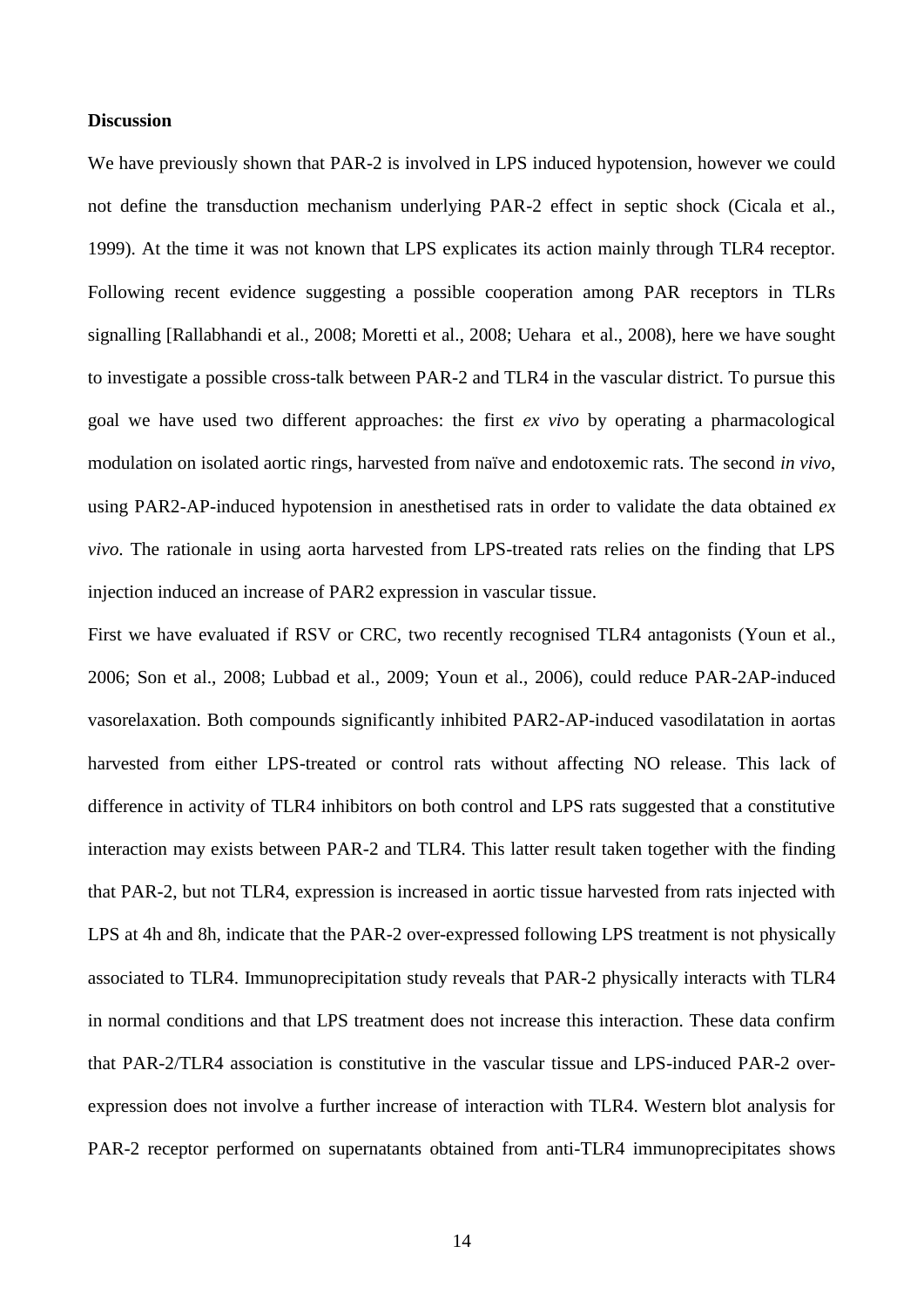**Discussion**

We have previously shown that PAR-2 is involved in LPS induced hypotension, however we could not define the transduction mechanism underlying PAR-2 effect in septic shock (Cicala et al., 1999). At the time it was not known that LPS explicates its action mainly through TLR4 receptor. Following recent evidence suggesting a possible cooperation among PAR receptors in TLRs signalling [Rallabhandi et al., 2008; Moretti et al., 2008; Uehara et al., 2008), here we have sought to investigate a possible cross-talk between PAR-2 and TLR4 in the vascular district. To pursue this goal we have used two different approaches: the first *ex vivo* by operating a pharmacological modulation on isolated aortic rings, harvested from naïve and endotoxemic rats. The second *in vivo*, using PAR2-AP-induced hypotension in anesthetised rats in order to validate the data obtained *ex vivo*. The rationale in using aorta harvested from LPS-treated rats relies on the finding that LPS injection induced an increase of PAR2 expression in vascular tissue.

First we have evaluated if RSV or CRC, two recently recognised TLR4 antagonists (Youn et al., 2006; Son et al., 2008; Lubbad et al., 2009; Youn et al., 2006), could reduce PAR-2AP-induced vasorelaxation. Both compounds significantly inhibited PAR2-AP-induced vasodilatation in aortas harvested from either LPS-treated or control rats without affecting NO release. This lack of difference in activity of TLR4 inhibitors on both control and LPS rats suggested that a constitutive interaction may exists between PAR-2 and TLR4. This latter result taken together with the finding that PAR-2, but not TLR4, expression is increased in aortic tissue harvested from rats injected with LPS at 4h and 8h, indicate that the PAR-2 over-expressed following LPS treatment is not physically associated to TLR4. Immunoprecipitation study reveals that PAR-2 physically interacts with TLR4 in normal conditions and that LPS treatment does not increase this interaction. These data confirm that PAR-2/TLR4 association is constitutive in the vascular tissue and LPS-induced PAR-2 over-expression does not involve a further increase of interaction with TLR4. Western blot analysis for PAR-2 receptor performed on supernatants obtained from anti-TLR4 immunoprecipitates shows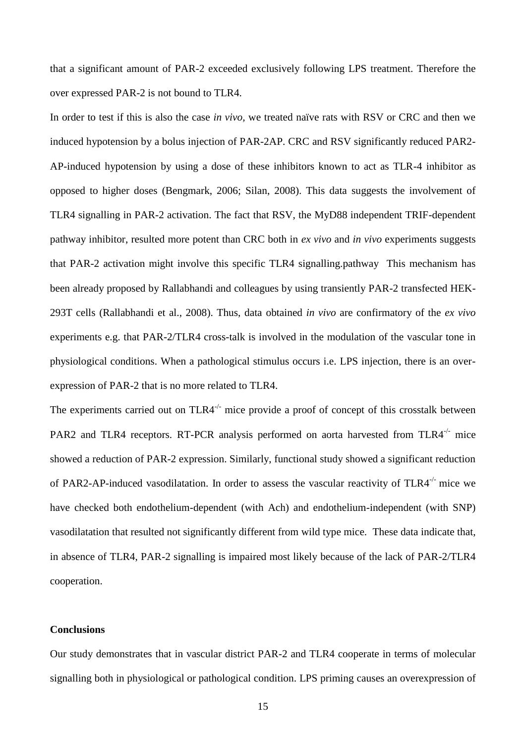that a significant amount of PAR-2 exceeded exclusively following LPS treatment. Therefore the over expressed PAR-2 is not bound to TLR4.

In order to test if this is also the case *in vivo*, we treated naïve rats with RSV or CRC and then we induced hypotension by a bolus injection of PAR-2AP. CRC and RSV significantly reduced PAR2-AP-induced hypotension by using a dose of these inhibitors known to act as TLR-4 inhibitor as opposed to higher doses (Bengmark, 2006; Silan, 2008). This data suggests the involvement of TLR4 signalling in PAR-2 activation. The fact that RSV, the MyD88 independent TRIF-dependent pathway inhibitor, resulted more potent than CRC both in *ex vivo* and *in vivo* experiments suggests that PAR-2 activation might involve this specific TLR4 signalling.pathway This mechanism has been already proposed by Rallabhandi and colleagues by using transiently PAR-2 transfected HEK-293T cells (Rallabhandi et al., 2008). Thus, data obtained *in vivo* are confirmatory of the *ex vivo* experiments e.g. that PAR-2/TLR4 cross-talk is involved in the modulation of the vascular tone in physiological conditions. When a pathological stimulus occurs i.e. LPS injection, there is an over-expression of PAR-2 that is no more related to TLR4.

The experiments carried out on $TLR4^{-/-}$ mice provide a proof of concept of this crosstalk between PAR2 and TLR4 receptors. RT-PCR analysis performed on aorta harvested from $TLR4^{-/-}$ mice showed a reduction of PAR-2 expression. Similarly, functional study showed a significant reduction of PAR2-AP-induced vasodilatation. In order to assess the vascular reactivity of $TLR4^{-/-}$ mice we have checked both endothelium-dependent (with Ach) and endothelium-independent (with SNP) vasodilatation that resulted not significantly different from wild type mice. These data indicate that, in absence of TLR4, PAR-2 signalling is impaired most likely because of the lack of PAR-2/TLR4 cooperation.

## Conclusions

Our study demonstrates that in vascular district PAR-2 and TLR4 cooperate in terms of molecular signalling both in physiological or pathological condition. LPS priming causes an overexpression of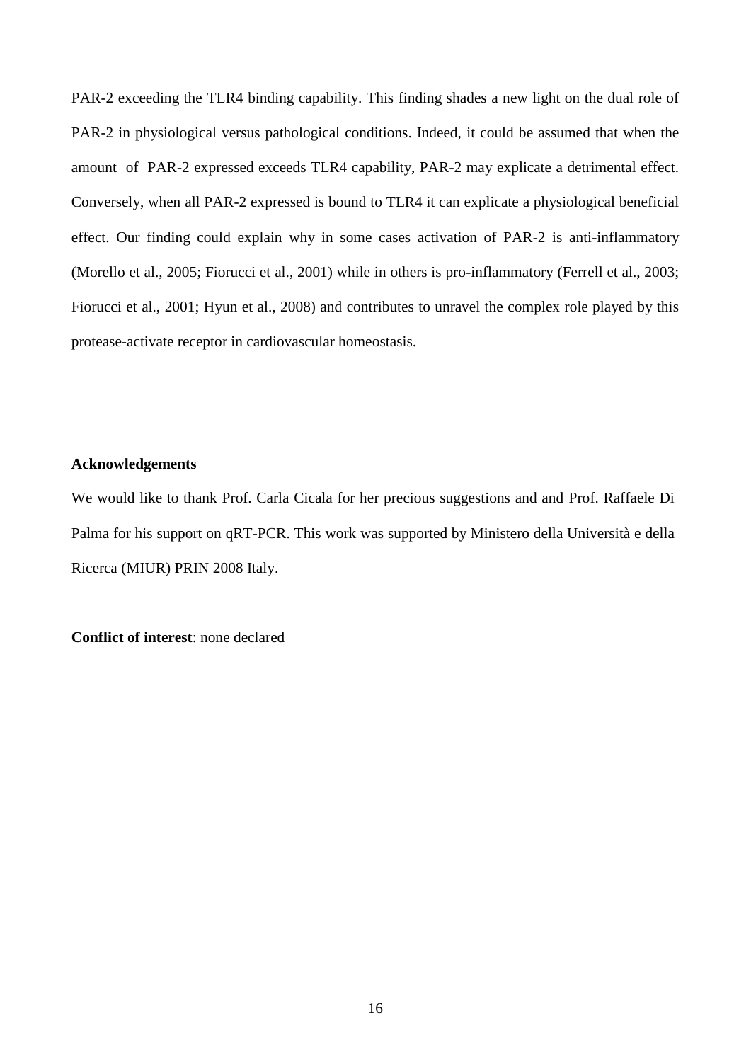PAR-2 exceeding the TLR4 binding capability. This finding shades a new light on the dual role of PAR-2 in physiological versus pathological conditions. Indeed, it could be assumed that when the amount of PAR-2 expressed exceeds TLR4 capability, PAR-2 may explicate a detrimental effect. Conversely, when all PAR-2 expressed is bound to TLR4 it can explicate a physiological beneficial effect. Our finding could explain why in some cases activation of PAR-2 is anti-inflammatory (Morello et al., 2005; Fiorucci et al., 2001) while in others is pro-inflammatory (Ferrell et al., 2003; Fiorucci et al., 2001; Hyun et al., 2008) and contributes to unravel the complex role played by this protease-activate receptor in cardiovascular homeostasis.

**Acknowledgements**

We would like to thank Prof. Carla Cicala for her precious suggestions and and Prof. Raffaele Di Palma for his support on qRT-PCR. This work was supported by Ministero della Università e della Ricerca (MIUR) PRIN 2008 Italy.

**Conflict of interest**: none declared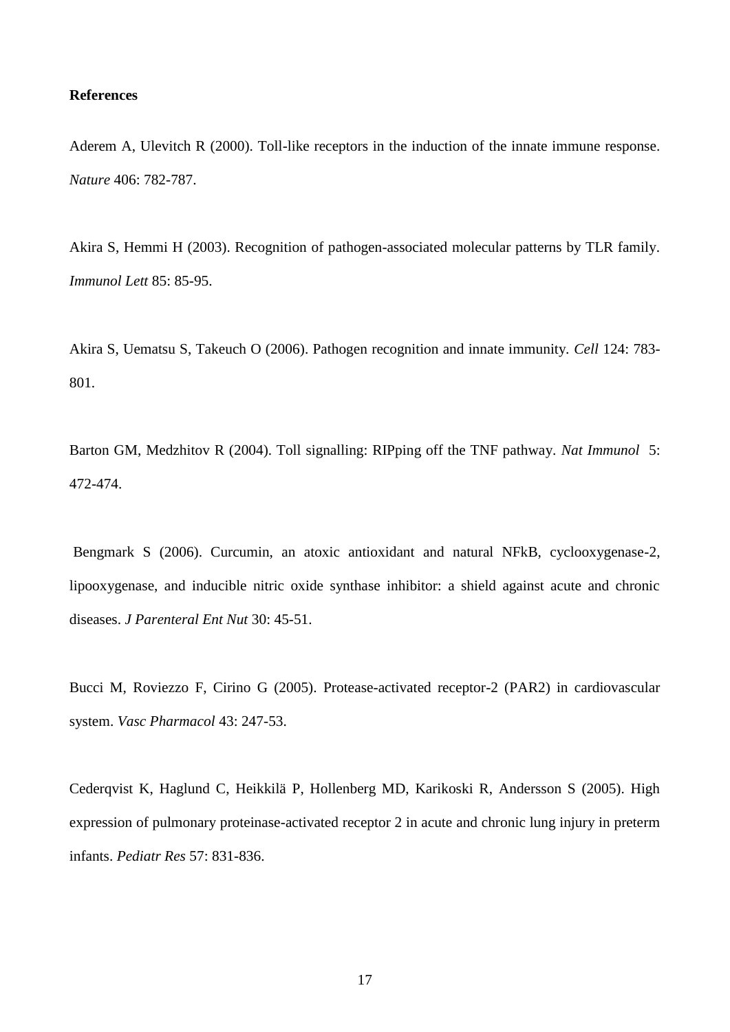**References**

Aderem A, Ulevitch R (2000). Toll-like receptors in the induction of the innate immune response. *Nature* 406: 782-787.

Akira S, Hemmi H (2003). Recognition of pathogen-associated molecular patterns by TLR family. *Immunol Lett* 85: 85-95.

Akira S, Uematsu S, Takeuch O (2006). Pathogen recognition and innate immunity. *Cell* 124: 783-801.

Barton GM, Medzhitov R (2004). Toll signalling: RIPping off the TNF pathway. *Nat Immunol* 5: 472-474.

Bengmark S (2006). Curcumin, an atoxic antioxidant and natural NFkB, cyclooxygenase-2, lipooxygenase, and inducible nitric oxide synthase inhibitor: a shield against acute and chronic diseases. *J Parenteral Ent Nut* 30: 45-51.

Bucci M, Roviezzo F, Cirino G (2005). Protease-activated receptor-2 (PAR2) in cardiovascular system. *Vasc Pharmacol* 43: 247-53.

Cederqvist K, Haglund C, Heikkilä P, Hollenberg MD, Karikoski R, Andersson S (2005). High expression of pulmonary proteinase-activated receptor 2 in acute and chronic lung injury in preterm infants. *Pediatr Res* 57: 831-836.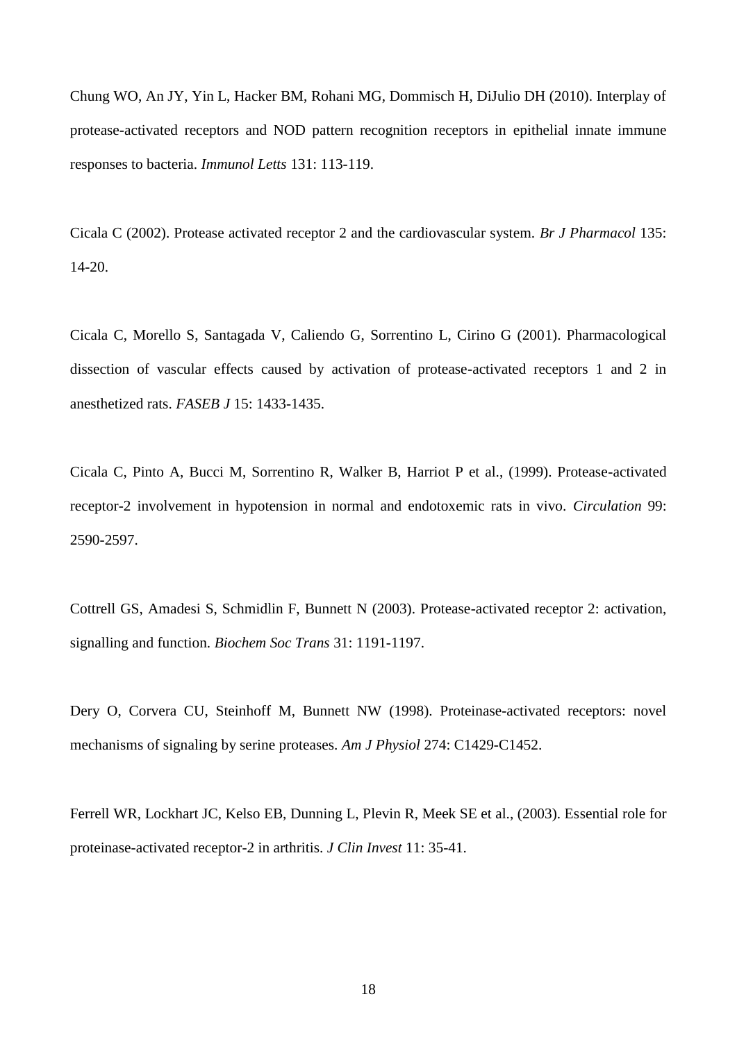Chung WO, An JY, Yin L, Hacker BM, Rohani MG, Dommisch H, DiJulio DH (2010). Interplay of protease-activated receptors and NOD pattern recognition receptors in epithelial innate immune responses to bacteria. *Immunol Letts* 131: 113-119.

Cicala C (2002). Protease activated receptor 2 and the cardiovascular system. *Br J Pharmacol* 135: 14-20.

Cicala C, Morello S, Santagada V, Caliendo G, Sorrentino L, Cirino G (2001). Pharmacological dissection of vascular effects caused by activation of protease-activated receptors 1 and 2 in anesthetized rats. *FASEB J* 15: 1433-1435.

Cicala C, Pinto A, Bucci M, Sorrentino R, Walker B, Harriot P et al., (1999). Protease-activated receptor-2 involvement in hypotension in normal and endotoxemic rats in vivo. *Circulation* 99: 2590-2597.

Cottrell GS, Amadesi S, Schmidlin F, Bunnett N (2003). Protease-activated receptor 2: activation, signalling and function. *Biochem Soc Trans* 31: 1191-1197.

Dery O, Corvera CU, Steinhoff M, Bunnett NW (1998). Proteinase-activated receptors: novel mechanisms of signaling by serine proteases. *Am J Physiol* 274: C1429-C1452.

Ferrell WR, Lockhart JC, Kelso EB, Dunning L, Plevin R, Meek SE et al., (2003). Essential role for proteinase-activated receptor-2 in arthritis. *J Clin Invest* 11: 35-41.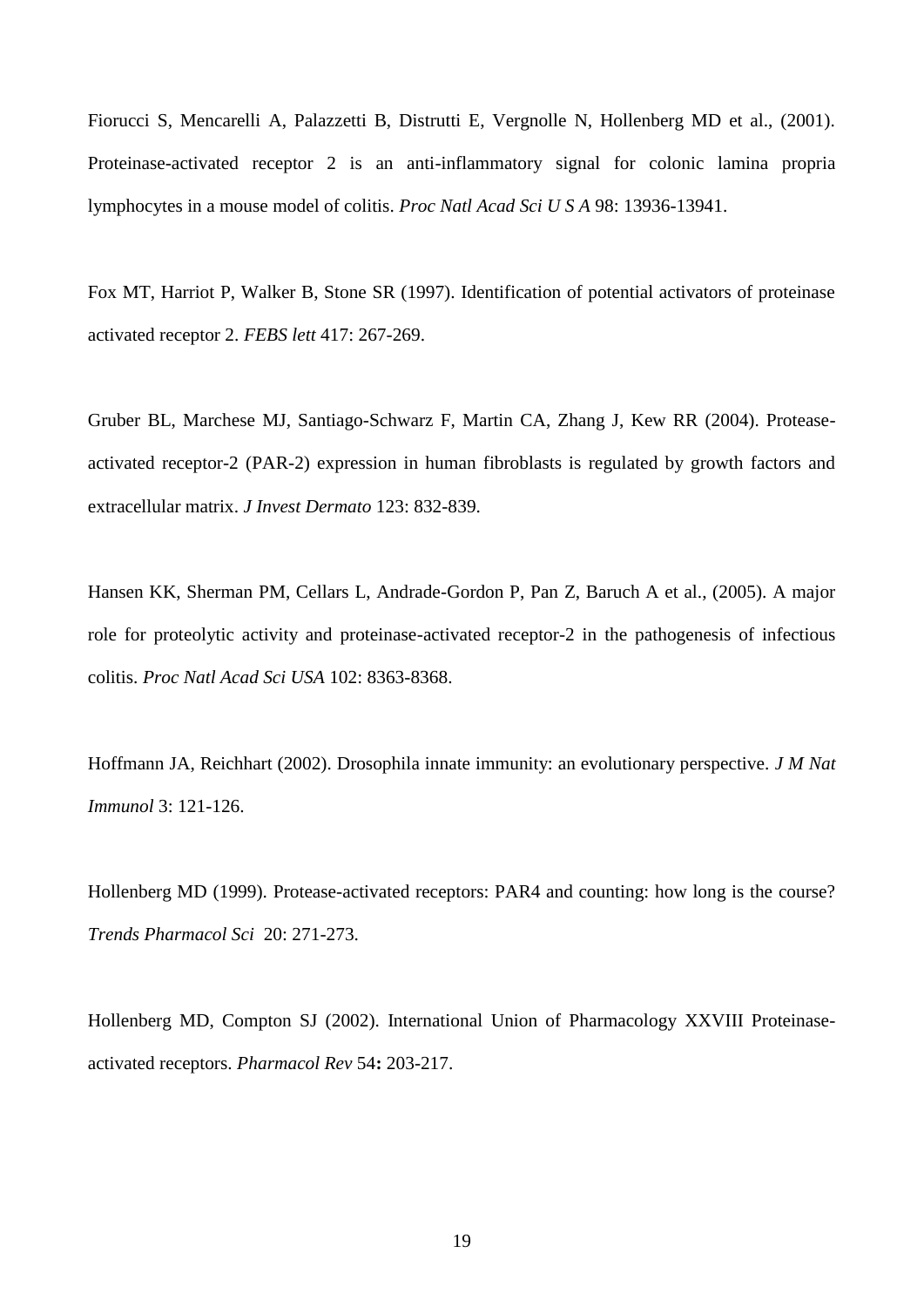Fiorucci S, Mencarelli A, Palazzetti B, Distrutti E, Vergnolle N, Hollenberg MD et al., (2001). Proteinase-activated receptor 2 is an anti-inflammatory signal for colonic lamina propria lymphocytes in a mouse model of colitis. *Proc Natl Acad Sci U S A* 98: 13936-13941.

Fox MT, Harriot P, Walker B, Stone SR (1997). Identification of potential activators of proteinase activated receptor 2. *FEBS lett* 417: 267-269.

Gruber BL, Marchese MJ, Santiago-Schwarz F, Martin CA, Zhang J, Kew RR (2004). Protease-activated receptor-2 (PAR-2) expression in human fibroblasts is regulated by growth factors and extracellular matrix. *J Invest Dermato* 123: 832-839.

Hansen KK, Sherman PM, Cellars L, Andrade-Gordon P, Pan Z, Baruch A et al., (2005). A major role for proteolytic activity and proteinase-activated receptor-2 in the pathogenesis of infectious colitis. *Proc Natl Acad Sci USA* 102: 8363-8368.

Hoffmann JA, Reichhart (2002). Drosophila innate immunity: an evolutionary perspective. *J M Nat Immunol* 3: 121-126.

Hollenberg MD (1999). Protease-activated receptors: PAR4 and counting: how long is the course? *Trends Pharmacol Sci* 20: 271-273.

Hollenberg MD, Compton SJ (2002). International Union of Pharmacology XXVIII Proteinase-activated receptors. *Pharmacol Rev* 54**:** 203-217.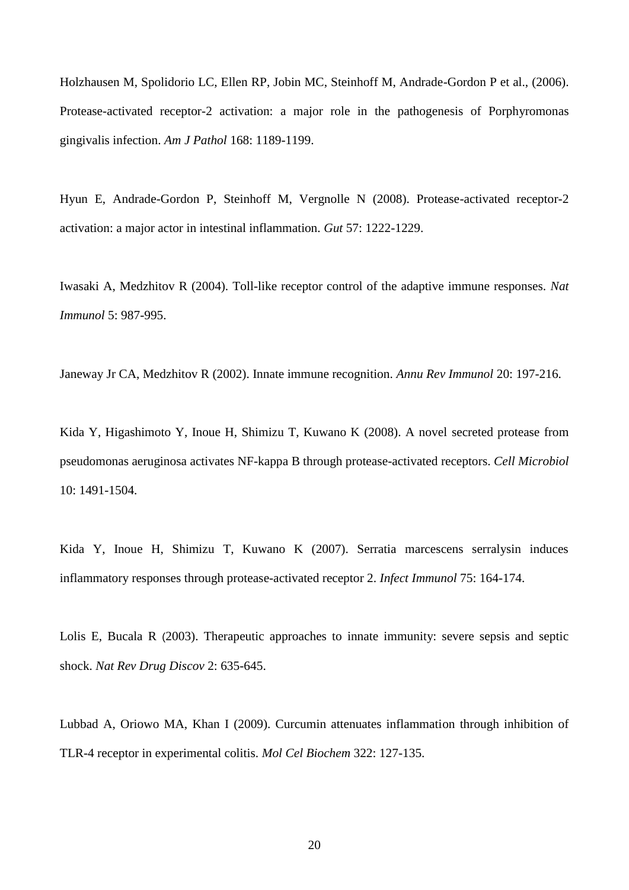Holzhausen M, Spolidorio LC, Ellen RP, Jobin MC, Steinhoff M, Andrade-Gordon P et al., (2006). Protease-activated receptor-2 activation: a major role in the pathogenesis of Porphyromonas gingivalis infection. *Am J Pathol* 168: 1189-1199.

Hyun E, Andrade-Gordon P, Steinhoff M, Vergnolle N (2008). Protease-activated receptor-2 activation: a major actor in intestinal inflammation. *Gut* 57: 1222-1229.

Iwasaki A, Medzhitov R (2004). Toll-like receptor control of the adaptive immune responses. *Nat Immunol* 5: 987-995.

Janeway Jr CA, Medzhitov R (2002). Innate immune recognition. *Annu Rev Immunol* 20: 197-216.

Kida Y, Higashimoto Y, Inoue H, Shimizu T, Kuwano K (2008). A novel secreted protease from pseudomonas aeruginosa activates NF-kappa B through protease-activated receptors. *Cell Microbiol* 10: 1491-1504.

Kida Y, Inoue H, Shimizu T, Kuwano K (2007). Serratia marcescens serralysin induces inflammatory responses through protease-activated receptor 2. *Infect Immunol* 75: 164-174.

Lolis E, Bucala R (2003). Therapeutic approaches to innate immunity: severe sepsis and septic shock. *Nat Rev Drug Discov* 2: 635-645.

Lubbad A, Oriowo MA, Khan I (2009). Curcumin attenuates inflammation through inhibition of TLR-4 receptor in experimental colitis. *Mol Cel Biochem* 322: 127-135.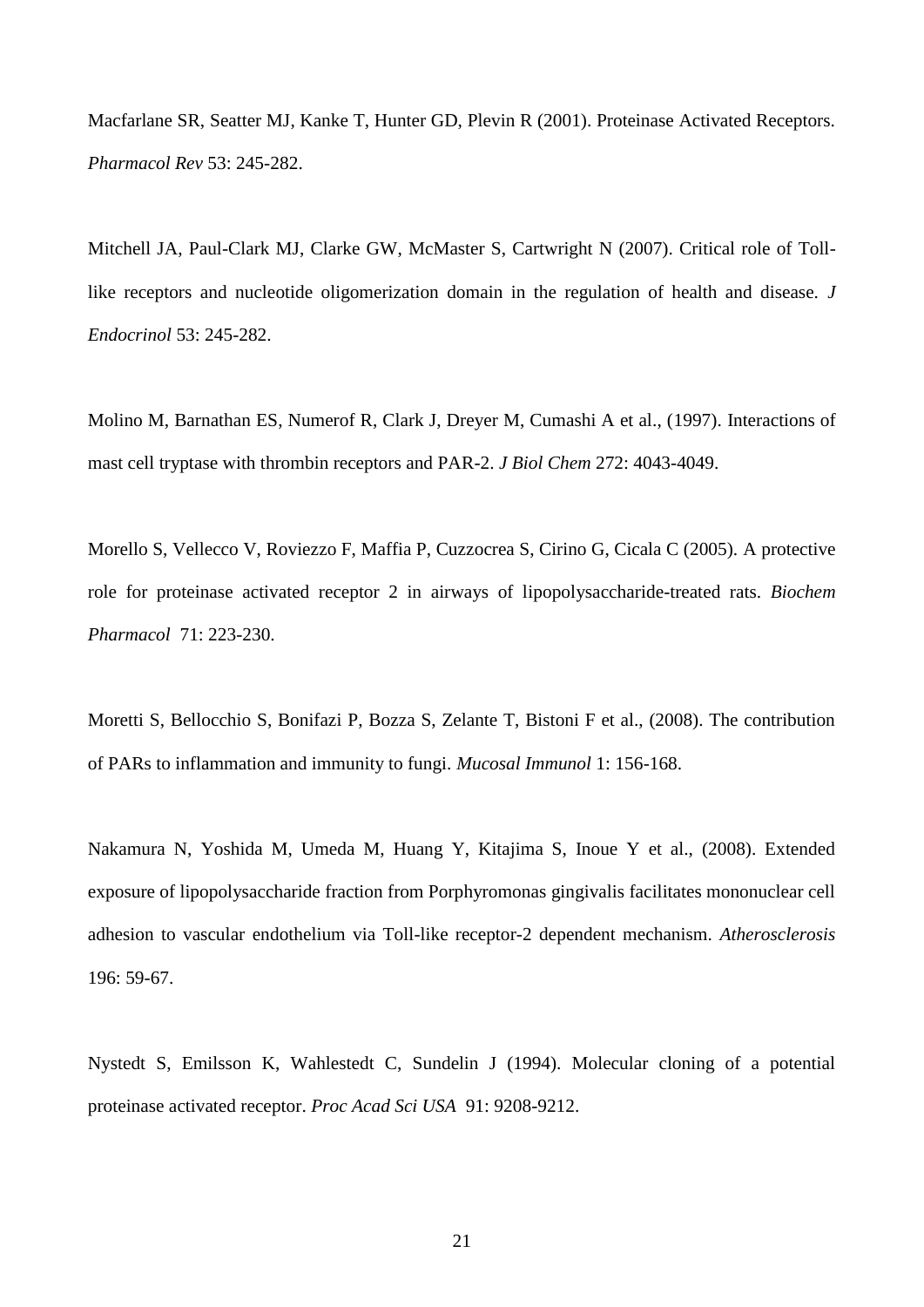Macfarlane SR, Seatter MJ, Kanke T, Hunter GD, Plevin R (2001). Proteinase Activated Receptors. *Pharmacol Rev* 53: 245-282.

Mitchell JA, Paul-Clark MJ, Clarke GW, McMaster S, Cartwright N (2007). Critical role of Toll-like receptors and nucleotide oligomerization domain in the regulation of health and disease. *J Endocrinol* 53: 245-282.

Molino M, Barnathan ES, Numerof R, Clark J, Dreyer M, Cumashi A et al., (1997). Interactions of mast cell tryptase with thrombin receptors and PAR-2. *J Biol Chem* 272: 4043-4049.

Morello S, Vellecco V, Roviezzo F, Maffia P, Cuzzocrea S, Cirino G, Cicala C (2005). A protective role for proteinase activated receptor 2 in airways of lipopolysaccharide-treated rats. *Biochem Pharmacol* 71: 223-230.

Moretti S, Bellocchio S, Bonifazi P, Bozza S, Zelante T, Bistoni F et al., (2008). The contribution of PARs to inflammation and immunity to fungi. *Mucosal Immunol* 1: 156-168.

Nakamura N, Yoshida M, Umeda M, Huang Y, Kitajima S, Inoue Y et al., (2008). Extended exposure of lipopolysaccharide fraction from Porphyromonas gingivalis facilitates mononuclear cell adhesion to vascular endothelium via Toll-like receptor-2 dependent mechanism. *Atherosclerosis* 196: 59-67.

Nystedt S, Emilsson K, Wahlestedt C, Sundelin J (1994). Molecular cloning of a potential proteinase activated receptor. *Proc Acad Sci USA* 91: 9208-9212.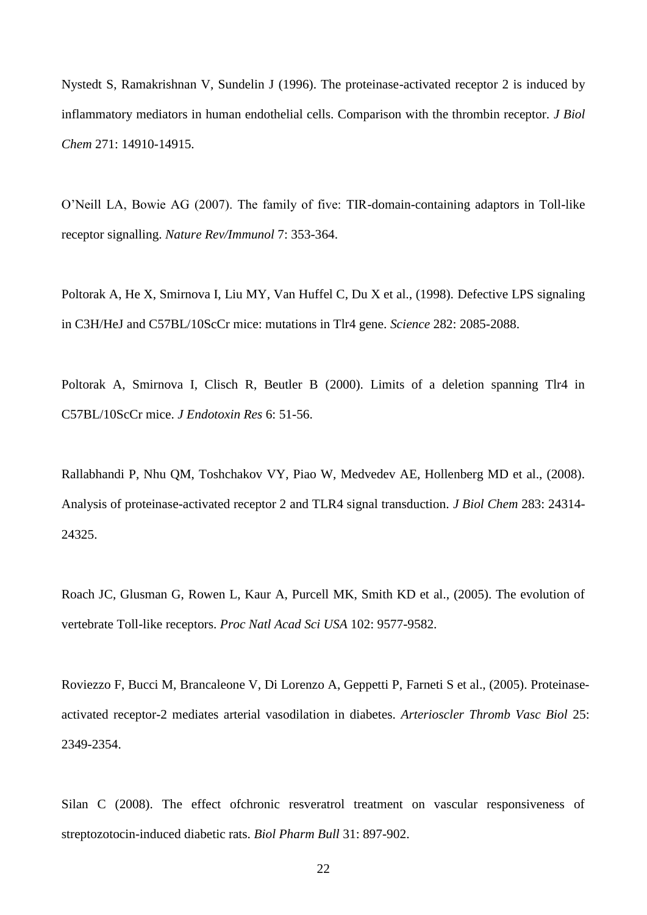Nystedt S, Ramakrishnan V, Sundelin J (1996). The proteinase-activated receptor 2 is induced by inflammatory mediators in human endothelial cells. Comparison with the thrombin receptor. *J Biol Chem* 271: 14910-14915.

O'Neill LA, Bowie AG (2007). The family of five: TIR-domain-containing adaptors in Toll-like receptor signalling. *Nature Rev/Immunol* 7: 353-364.

Poltorak A, He X, Smirnova I, Liu MY, Van Huffel C, Du X et al., (1998). Defective LPS signaling in C3H/HeJ and C57BL/10ScCr mice: mutations in Tlr4 gene. *Science* 282: 2085-2088.

Poltorak A, Smirnova I, Clisch R, Beutler B (2000). Limits of a deletion spanning Tlr4 in C57BL/10ScCr mice. *J Endotoxin Res* 6: 51-56.

Rallabhandi P, Nhu QM, Toshchakov VY, Piao W, Medvedev AE, Hollenberg MD et al., (2008). Analysis of proteinase-activated receptor 2 and TLR4 signal transduction. *J Biol Chem* 283: 24314-24325.

Roach JC, Glusman G, Rowen L, Kaur A, Purcell MK, Smith KD et al., (2005). The evolution of vertebrate Toll-like receptors. *Proc Natl Acad Sci USA* 102: 9577-9582.

Roviezzo F, Bucci M, Brancaleone V, Di Lorenzo A, Geppetti P, Farneti S et al., (2005). Proteinase-activated receptor-2 mediates arterial vasodilation in diabetes. *Arterioscler Thromb Vasc Biol* 25: 2349-2354.

Silan C (2008). The effect ofchronic resveratrol treatment on vascular responsiveness of streptozotocin-induced diabetic rats. *Biol Pharm Bull* 31: 897-902.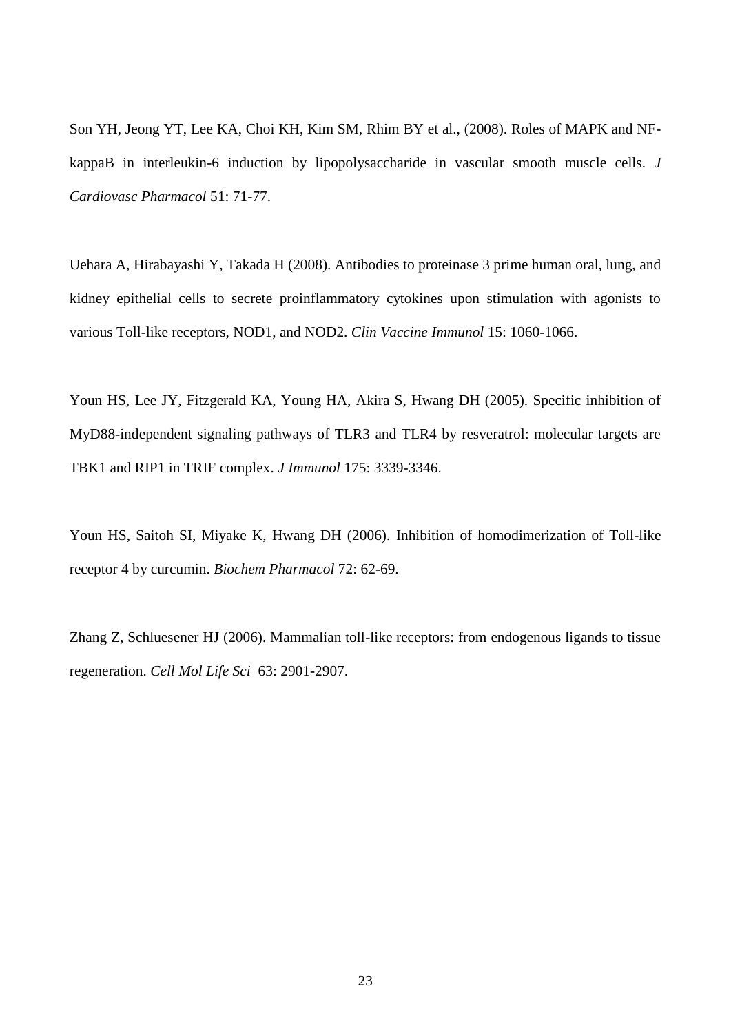Son YH, Jeong YT, Lee KA, Choi KH, Kim SM, Rhim BY et al., (2008). Roles of MAPK and NF-kappaB in interleukin-6 induction by lipopolysaccharide in vascular smooth muscle cells. *J Cardiovasc Pharmacol* 51: 71-77.

Uehara A, Hirabayashi Y, Takada H (2008). Antibodies to proteinase 3 prime human oral, lung, and kidney epithelial cells to secrete proinflammatory cytokines upon stimulation with agonists to various Toll-like receptors, NOD1, and NOD2. *Clin Vaccine Immunol* 15: 1060-1066.

Youn HS, Lee JY, Fitzgerald KA, Young HA, Akira S, Hwang DH (2005). Specific inhibition of MyD88-independent signaling pathways of TLR3 and TLR4 by resveratrol: molecular targets are TBK1 and RIP1 in TRIF complex. *J Immunol* 175: 3339-3346.

Youn HS, Saitoh SI, Miyake K, Hwang DH (2006). Inhibition of homodimerization of Toll-like receptor 4 by curcumin. *Biochem Pharmacol* 72: 62-69.

Zhang Z, Schluesener HJ (2006). Mammalian toll-like receptors: from endogenous ligands to tissue regeneration. *Cell Mol Life Sci* 63: 2901-2907.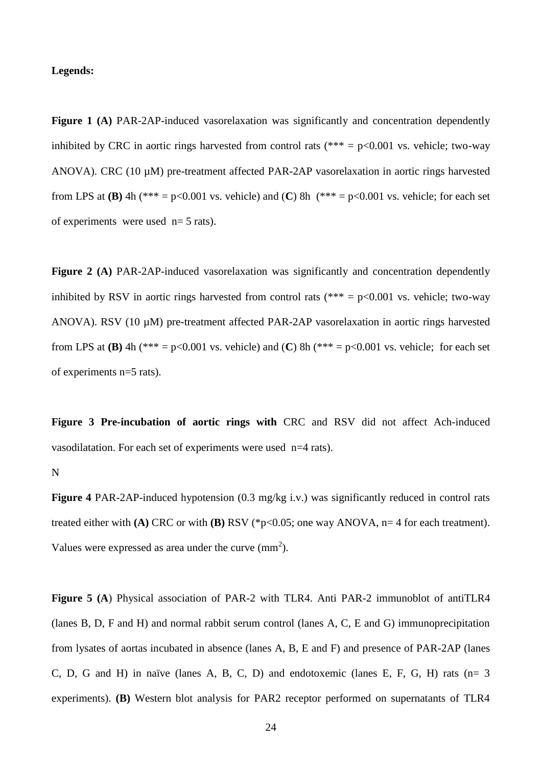**Legends:**

**Figure 1 (A)** PAR-2AP-induced vasorelaxation was significantly and concentration dependently inhibited by CRC in aortic rings harvested from control rats (*** = $p<0.001$ vs. vehicle; two-way ANOVA). CRC (10 µM) pre-treatment affected PAR-2AP vasorelaxation in aortic rings harvested from LPS at **(B)** 4h (*** = $p<0.001$ vs. vehicle) and (**C**) 8h (*** = $p<0.001$ vs. vehicle; for each set of experiments were used n= 5 rats).

**Figure 2 (A)** PAR-2AP-induced vasorelaxation was significantly and concentration dependently inhibited by RSV in aortic rings harvested from control rats (*** = $p<0.001$ vs. vehicle; two-way ANOVA). RSV (10 µM) pre-treatment affected PAR-2AP vasorelaxation in aortic rings harvested from LPS at **(B)** 4h (*** = $p<0.001$ vs. vehicle) and (**C**) 8h (*** = $p<0.001$ vs. vehicle; for each set of experiments n=5 rats).

**Figure 3 Pre-incubation of aortic rings with** CRC and RSV did not affect Ach-induced vasodilatation. For each set of experiments were used n=4 rats).

N

**Figure 4** PAR-2AP-induced hypotension (0.3 mg/kg i.v.) was significantly reduced in control rats treated either with **(A)** CRC or with **(B)** RSV (*$p<0.05$; one way ANOVA, n= 4 for each treatment). Values were expressed as area under the curve ($mm^2$).

**Figure 5 (A**) Physical association of PAR-2 with TLR4. Anti PAR-2 immunoblot of antiTLR4 (lanes B, D, F and H) and normal rabbit serum control (lanes A, C, E and G) immunoprecipitation from lysates of aortas incubated in absence (lanes A, B, E and F) and presence of PAR-2AP (lanes C, D, G and H) in naïve (lanes A, B, C, D) and endotoxemic (lanes E, F, G, H) rats (n= 3 experiments). **(B)** Western blot analysis for PAR2 receptor performed on supernatants of TLR4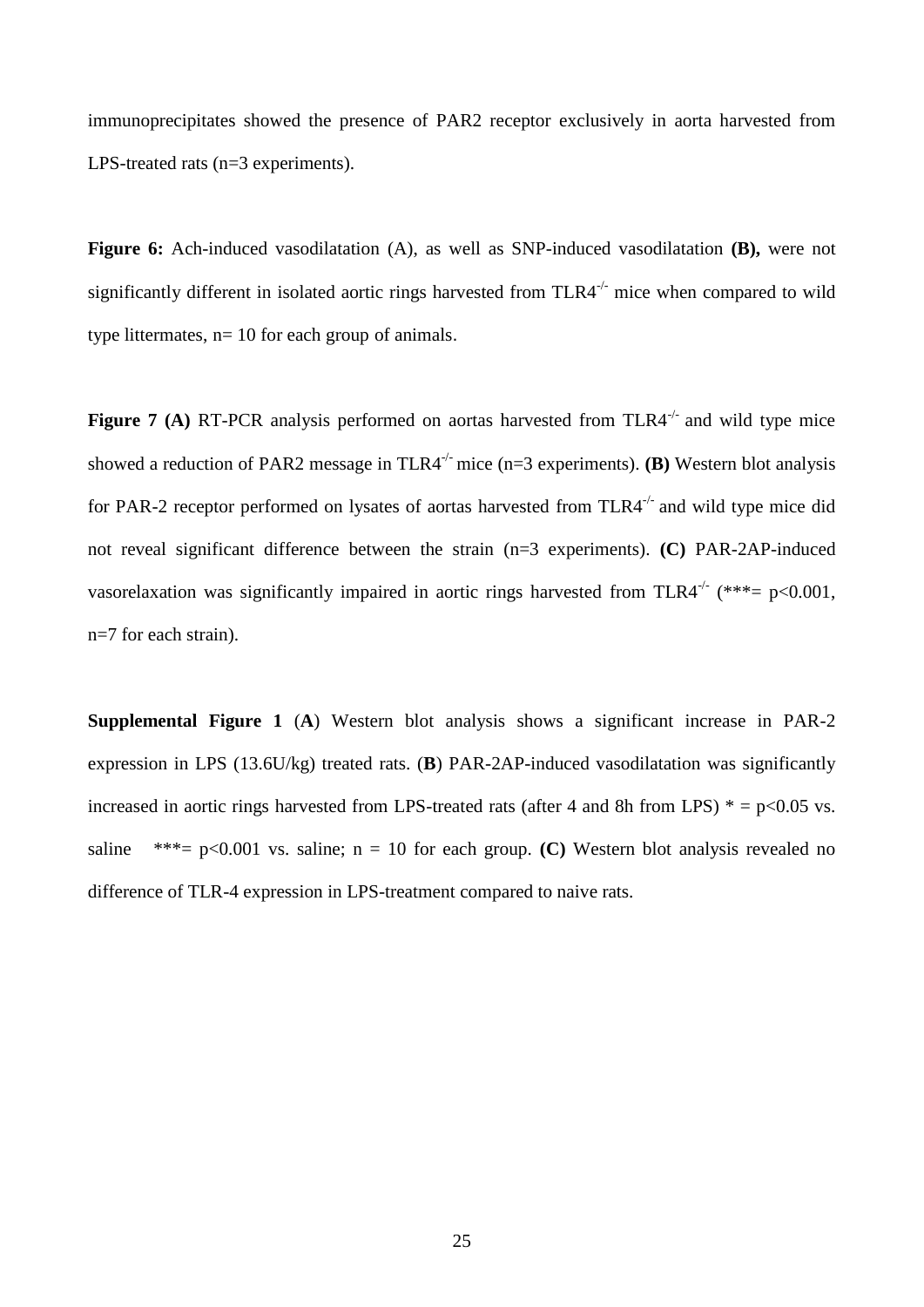immunoprecipitates showed the presence of PAR2 receptor exclusively in aorta harvested from LPS-treated rats (n=3 experiments).

**Figure 6:** Ach-induced vasodilatation (A), as well as SNP-induced vasodilatation **(B),** were not significantly different in isolated aortic rings harvested from $TLR4^{-/-}$ mice when compared to wild type littermates, n= 10 for each group of animals.

**Figure 7 (A)** RT-PCR analysis performed on aortas harvested from $TLR4^{-/-}$ and wild type mice showed a reduction of PAR2 message in $TLR4^{-/-}$ mice (n=3 experiments). **(B)** Western blot analysis for PAR-2 receptor performed on lysates of aortas harvested from $TLR4^{-/-}$ and wild type mice did not reveal significant difference between the strain (n=3 experiments). **(C)** PAR-2AP-induced vasorelaxation was significantly impaired in aortic rings harvested from $TLR4^{-/-}$ (***= $p<0.001$, n=7 for each strain).

**Supplemental Figure 1** (**A**) Western blot analysis shows a significant increase in PAR-2 expression in LPS (13.6U/kg) treated rats. (**B**) PAR-2AP-induced vasodilatation was significantly increased in aortic rings harvested from LPS-treated rats (after 4 and 8h from LPS) * = $p<0.05$ vs. saline ***= $p<0.001$ vs. saline; n = 10 for each group. **(C)** Western blot analysis revealed no difference of TLR-4 expression in LPS-treatment compared to naive rats.